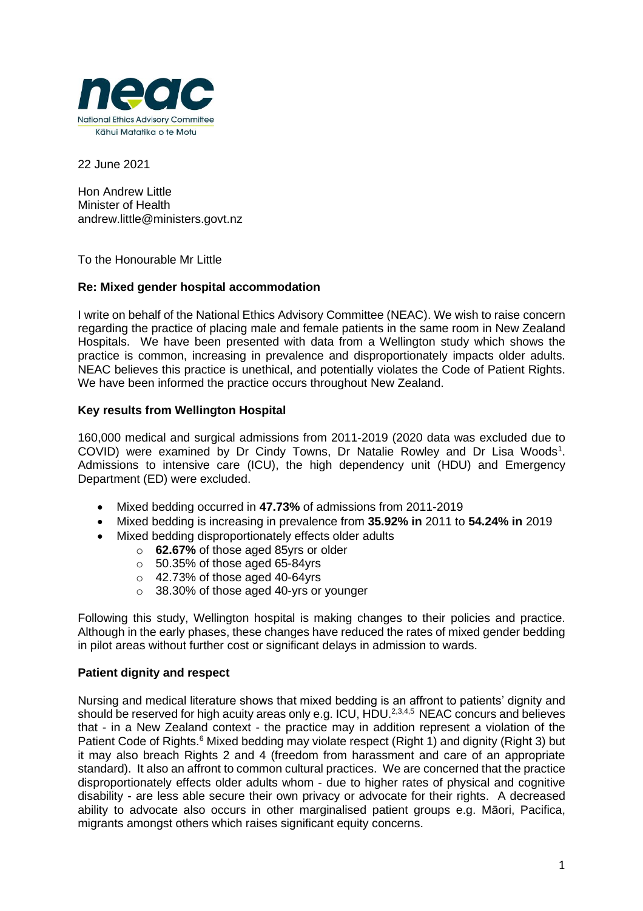**neac**
National Ethics Advisory Committee
Kāhui Matatika o te Motu

22 June 2021

Hon Andrew Little
Minister of Health
andrew.little@ministers.govt.nz

To the Honourable Mr Little

**Re: Mixed gender hospital accommodation**

I write on behalf of the National Ethics Advisory Committee (NEAC). We wish to raise concern regarding the practice of placing male and female patients in the same room in New Zealand Hospitals. We have been presented with data from a Wellington study which shows the practice is common, increasing in prevalence and disproportionately impacts older adults. NEAC believes this practice is unethical, and potentially violates the Code of Patient Rights. We have been informed the practice occurs throughout New Zealand.

**Key results from Wellington Hospital**

160,000 medical and surgical admissions from 2011-2019 (2020 data was excluded due to COVID) were examined by Dr Cindy Towns, Dr Natalie Rowley and Dr Lisa Woods[1]. Admissions to intensive care (ICU), the high dependency unit (HDU) and Emergency Department (ED) were excluded.

- Mixed bedding occurred in **47.73%** of admissions from 2011-2019
- Mixed bedding is increasing in prevalence from **35.92% in** 2011 to **54.24% in** 2019
- Mixed bedding disproportionately effects older adults
  - **62.67%** of those aged 85yrs or older
  - 50.35% of those aged 65-84yrs
  - 42.73% of those aged 40-64yrs
  - 38.30% of those aged 40-yrs or younger

Following this study, Wellington hospital is making changes to their policies and practice. Although in the early phases, these changes have reduced the rates of mixed gender bedding in pilot areas without further cost or significant delays in admission to wards.

**Patient dignity and respect**

Nursing and medical literature shows that mixed bedding is an affront to patients' dignity and should be reserved for high acuity areas only e.g. ICU, HDU.[2,3,4,5] NEAC concurs and believes that - in a New Zealand context - the practice may in addition represent a violation of the Patient Code of Rights.[6] Mixed bedding may violate respect (Right 1) and dignity (Right 3) but it may also breach Rights 2 and 4 (freedom from harassment and care of an appropriate standard). It also an affront to common cultural practices. We are concerned that the practice disproportionately effects older adults whom - due to higher rates of physical and cognitive disability - are less able secure their own privacy or advocate for their rights. A decreased ability to advocate also occurs in other marginalised patient groups e.g. Māori, Pacifica, migrants amongst others which raises significant equity concerns.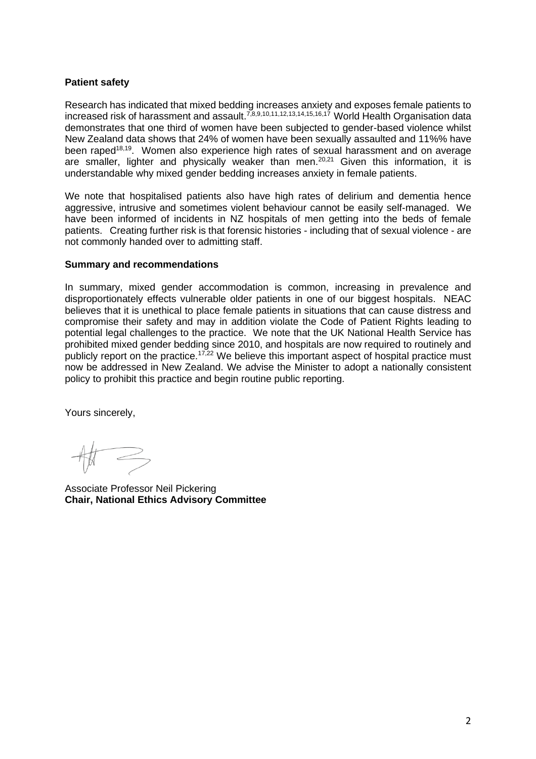**Patient safety**

Research has indicated that mixed bedding increases anxiety and exposes female patients to increased risk of harassment and assault.[7,8,9,10,11,12,13,14,15,16,17] World Health Organisation data demonstrates that one third of women have been subjected to gender-based violence whilst New Zealand data shows that 24% of women have been sexually assaulted and 11%% have been raped[18,19]. Women also experience high rates of sexual harassment and on average are smaller, lighter and physically weaker than men.[20,21] Given this information, it is understandable why mixed gender bedding increases anxiety in female patients.

We note that hospitalised patients also have high rates of delirium and dementia hence aggressive, intrusive and sometimes violent behaviour cannot be easily self-managed. We have been informed of incidents in NZ hospitals of men getting into the beds of female patients. Creating further risk is that forensic histories - including that of sexual violence - are not commonly handed over to admitting staff.

**Summary and recommendations**

In summary, mixed gender accommodation is common, increasing in prevalence and disproportionately effects vulnerable older patients in one of our biggest hospitals. NEAC believes that it is unethical to place female patients in situations that can cause distress and compromise their safety and may in addition violate the Code of Patient Rights leading to potential legal challenges to the practice. We note that the UK National Health Service has prohibited mixed gender bedding since 2010, and hospitals are now required to routinely and publicly report on the practice.[17,22] We believe this important aspect of hospital practice must now be addressed in New Zealand. We advise the Minister to adopt a nationally consistent policy to prohibit this practice and begin routine public reporting.

Yours sincerely,

Associate Professor Neil Pickering
**Chair, National Ethics Advisory Committee**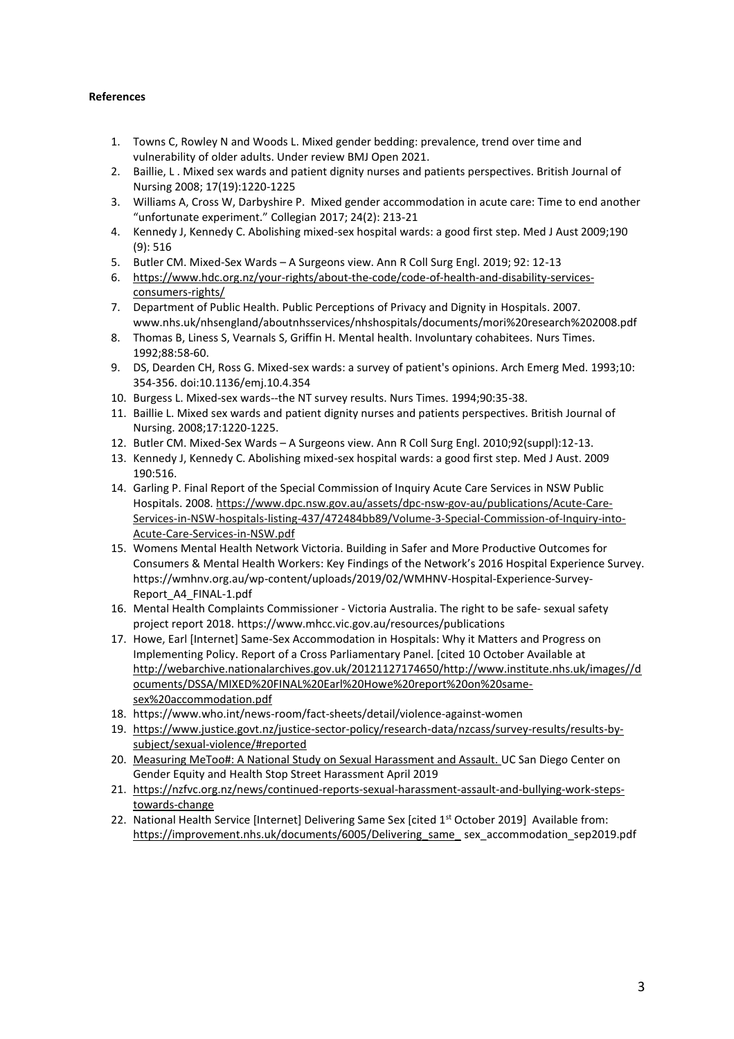**References**

1. Towns C, Rowley N and Woods L. Mixed gender bedding: prevalence, trend over time and vulnerability of older adults. Under review BMJ Open 2021.
2. Baillie, L . Mixed sex wards and patient dignity nurses and patients perspectives. British Journal of Nursing 2008; 17(19):1220-1225
3. Williams A, Cross W, Darbyshire P. Mixed gender accommodation in acute care: Time to end another "unfortunate experiment." Collegian 2017; 24(2): 213-21
4. Kennedy J, Kennedy C. Abolishing mixed-sex hospital wards: a good first step. Med J Aust 2009;190 (9): 516
5. Butler CM. Mixed-Sex Wards – A Surgeons view. Ann R Coll Surg Engl. 2019; 92: 12-13
6. https://www.hdc.org.nz/your-rights/about-the-code/code-of-health-and-disability-services-consumers-rights/
7. Department of Public Health. Public Perceptions of Privacy and Dignity in Hospitals. 2007. www.nhs.uk/nhsengland/aboutnhsservices/nhshospitals/documents/mori%20research%202008.pdf
8. Thomas B, Liness S, Vearnals S, Griffin H. Mental health. Involuntary cohabitees. Nurs Times. 1992;88:58-60.
9. DS, Dearden CH, Ross G. Mixed-sex wards: a survey of patient's opinions. Arch Emerg Med. 1993;10: 354-356. doi:10.1136/emj.10.4.354
10. Burgess L. Mixed-sex wards--the NT survey results. Nurs Times. 1994;90:35-38.
11. Baillie L. Mixed sex wards and patient dignity nurses and patients perspectives. British Journal of Nursing. 2008;17:1220-1225.
12. Butler CM. Mixed-Sex Wards – A Surgeons view. Ann R Coll Surg Engl. 2010;92(suppl):12-13.
13. Kennedy J, Kennedy C. Abolishing mixed-sex hospital wards: a good first step. Med J Aust. 2009 190:516.
14. Garling P. Final Report of the Special Commission of Inquiry Acute Care Services in NSW Public Hospitals. 2008. https://www.dpc.nsw.gov.au/assets/dpc-nsw-gov-au/publications/Acute-Care-Services-in-NSW-hospitals-listing-437/472484bb89/Volume-3-Special-Commission-of-Inquiry-into-Acute-Care-Services-in-NSW.pdf
15. Womens Mental Health Network Victoria. Building in Safer and More Productive Outcomes for Consumers & Mental Health Workers: Key Findings of the Network's 2016 Hospital Experience Survey. https://wmhnv.org.au/wp-content/uploads/2019/02/WMHNV-Hospital-Experience-Survey-Report_A4_FINAL-1.pdf
16. Mental Health Complaints Commissioner - Victoria Australia. The right to be safe- sexual safety project report 2018. https://www.mhcc.vic.gov.au/resources/publications
17. Howe, Earl [Internet] Same-Sex Accommodation in Hospitals: Why it Matters and Progress on Implementing Policy. Report of a Cross Parliamentary Panel. [cited 10 October Available at http://webarchive.nationalarchives.gov.uk/20121127174650/http://www.institute.nhs.uk/images//documents/DSSA/MIXED%20FINAL%20Earl%20Howe%20report%20on%20same-sex%20accommodation.pdf
18. https://www.who.int/news-room/fact-sheets/detail/violence-against-women
19. https://www.justice.govt.nz/justice-sector-policy/research-data/nzcass/survey-results/results-by-subject/sexual-violence/#reported
20. Measuring MeToo#: A National Study on Sexual Harassment and Assault. UC San Diego Center on Gender Equity and Health Stop Street Harassment April 2019
21. https://nzfvc.org.nz/news/continued-reports-sexual-harassment-assault-and-bullying-work-steps-towards-change
22. National Health Service [Internet] Delivering Same Sex [cited 1st October 2019] Available from: https://improvement.nhs.uk/documents/6005/Delivering_same_ sex_accommodation_sep2019.pdf